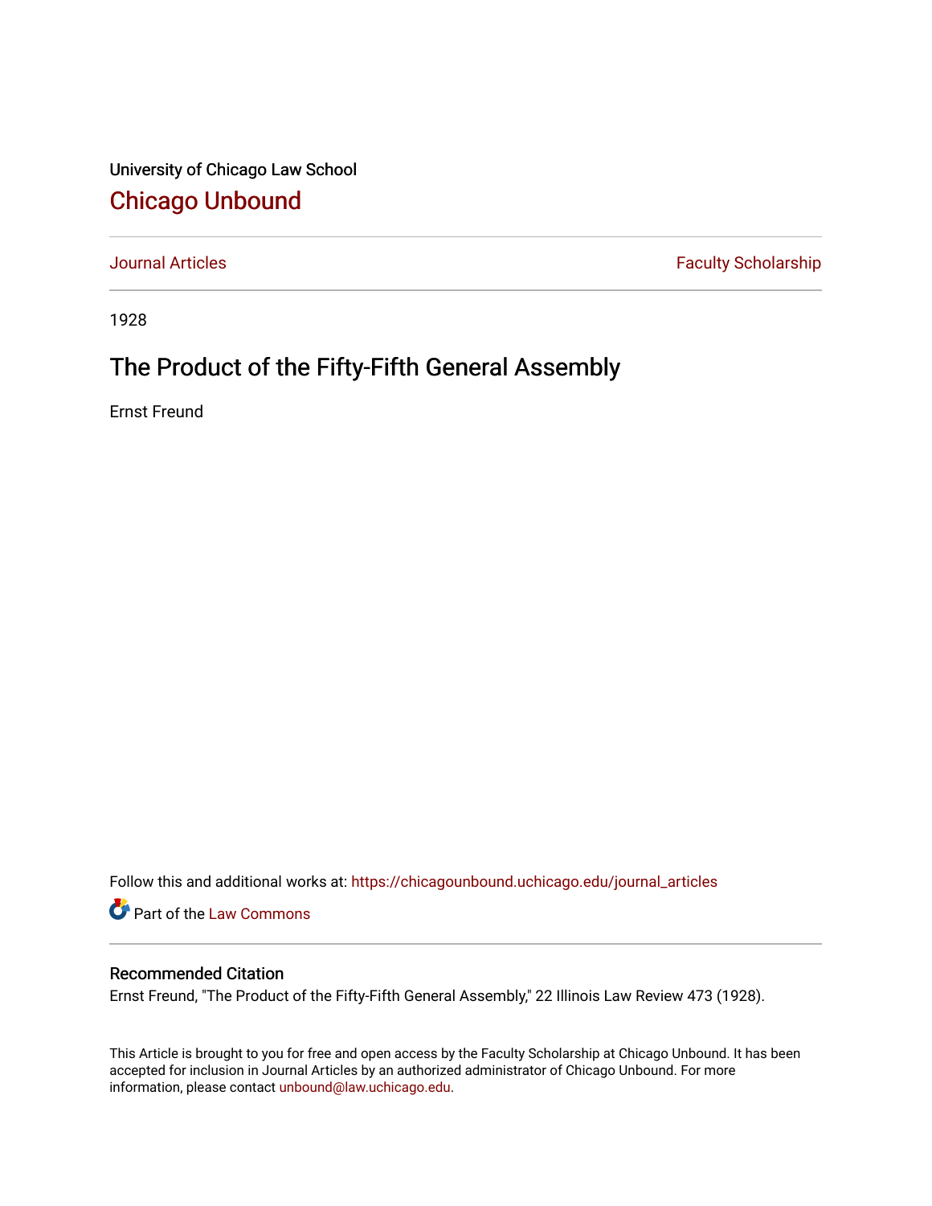University of Chicago Law School

# Chicago Unbound

Journal Articles | Faculty Scholarship

1928

## The Product of the Fifty-Fifth General Assembly

Ernst Freund

Follow this and additional works at: https://chicagounbound.uchicago.edu/journal_articles

Part of the Law Commons

### Recommended Citation

Ernst Freund, "The Product of the Fifty-Fifth General Assembly," 22 Illinois Law Review 473 (1928).

This Article is brought to you for free and open access by the Faculty Scholarship at Chicago Unbound. It has been accepted for inclusion in Journal Articles by an authorized administrator of Chicago Unbound. For more information, please contact unbound@law.uchicago.edu.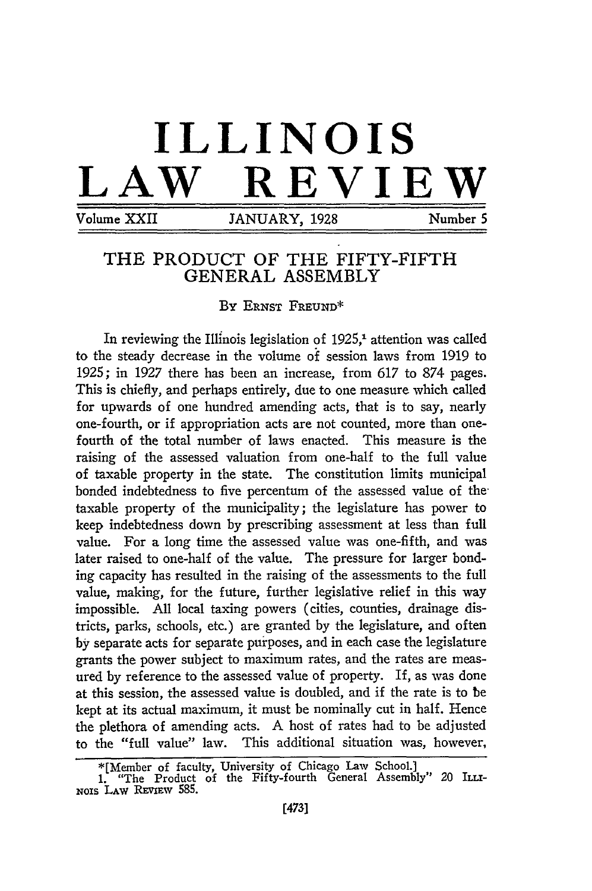# ILLINOIS LAW REVIEW

Volume XXII JANUARY, 1928 Number 5

## THE PRODUCT OF THE FIFTY-FIFTH GENERAL ASSEMBLY

By Ernst Freund*

In reviewing the Illinois legislation of 1925,[1] attention was called to the steady decrease in the volume of session laws from 1919 to 1925; in 1927 there has been an increase, from 617 to 874 pages. This is chiefly, and perhaps entirely, due to one measure which called for upwards of one hundred amending acts, that is to say, nearly one-fourth, or if appropriation acts are not counted, more than one-fourth of the total number of laws enacted. This measure is the raising of the assessed valuation from one-half to the full value of taxable property in the state. The constitution limits municipal bonded indebtedness to five percentum of the assessed value of the taxable property of the municipality; the legislature has power to keep indebtedness down by prescribing assessment at less than full value. For a long time the assessed value was one-fifth, and was later raised to one-half of the value. The pressure for larger bonding capacity has resulted in the raising of the assessments to the full value, making, for the future, further legislative relief in this way impossible. All local taxing powers (cities, counties, drainage districts, parks, schools, etc.) are granted by the legislature, and often by separate acts for separate purposes, and in each case the legislature grants the power subject to maximum rates, and the rates are measured by reference to the assessed value of property. If, as was done at this session, the assessed value is doubled, and if the rate is to be kept at its actual maximum, it must be nominally cut in half. Hence the plethora of amending acts. A host of rates had to be adjusted to the "full value" law. This additional situation was, however,

*[Member of faculty, University of Chicago Law School.]

1. "The Product of the Fifty-fourth General Assembly" 20 Illinois Law Review 585.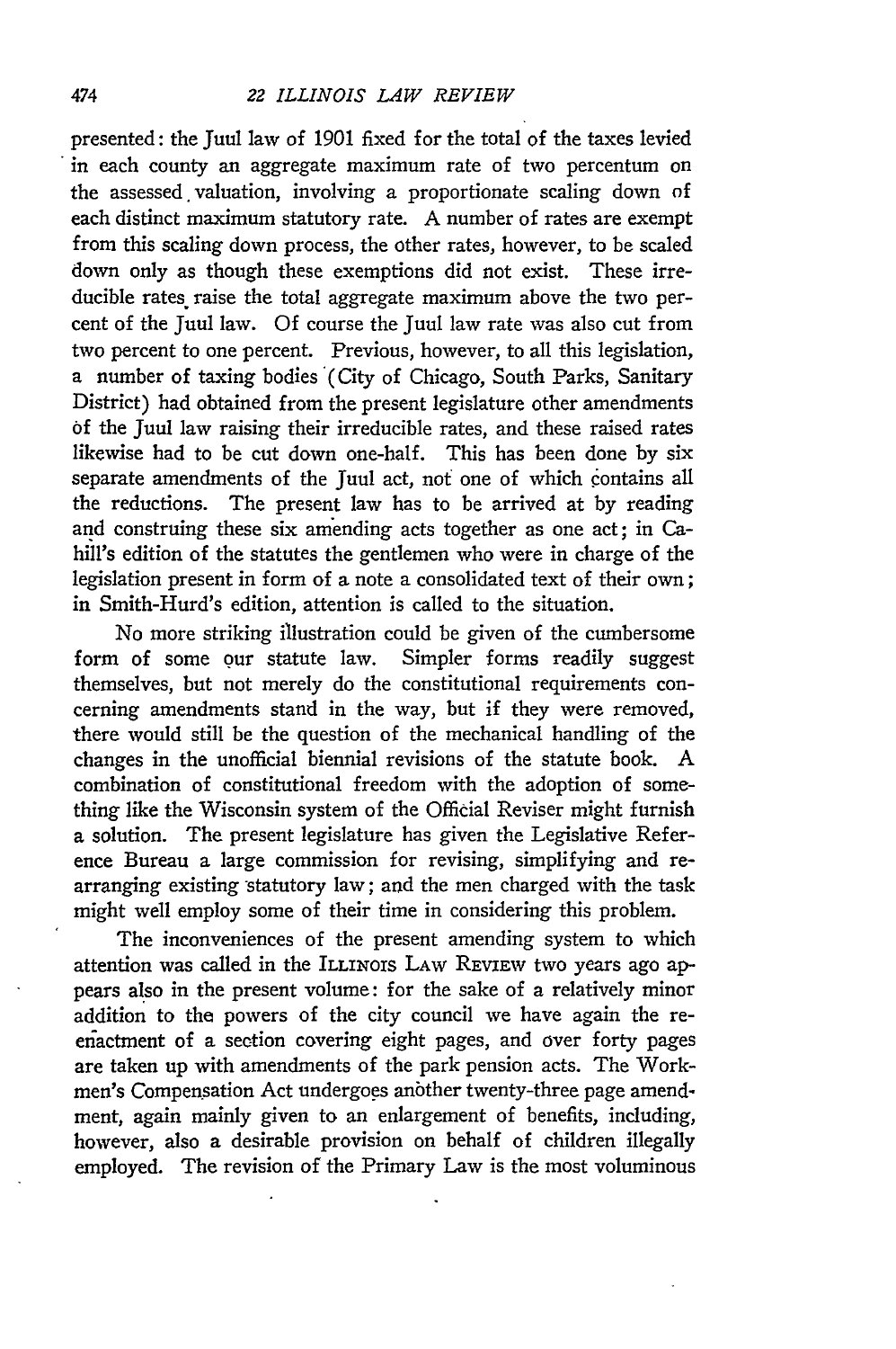presented: the Juul law of 1901 fixed for the total of the taxes levied in each county an aggregate maximum rate of two percentum on the assessed valuation, involving a proportionate scaling down of each distinct maximum statutory rate. A number of rates are exempt from this scaling down process, the other rates, however, to be scaled down only as though these exemptions did not exist. These irreducible rates raise the total aggregate maximum above the two percent of the Juul law. Of course the Juul law rate was also cut from two percent to one percent. Previous, however, to all this legislation, a number of taxing bodies (City of Chicago, South Parks, Sanitary District) had obtained from the present legislature other amendments of the Juul law raising their irreducible rates, and these raised rates likewise had to be cut down one-half. This has been done by six separate amendments of the Juul act, not one of which contains all the reductions. The present law has to be arrived at by reading and construing these six amending acts together as one act; in Cahill's edition of the statutes the gentlemen who were in charge of the legislation present in form of a note a consolidated text of their own; in Smith-Hurd's edition, attention is called to the situation.

No more striking illustration could be given of the cumbersome form of some our statute law. Simpler forms readily suggest themselves, but not merely do the constitutional requirements concerning amendments stand in the way, but if they were removed, there would still be the question of the mechanical handling of the changes in the unofficial biennial revisions of the statute book. A combination of constitutional freedom with the adoption of something like the Wisconsin system of the Official Reviser might furnish a solution. The present legislature has given the Legislative Reference Bureau a large commission for revising, simplifying and rearranging existing statutory law; and the men charged with the task might well employ some of their time in considering this problem.

The inconveniences of the present amending system to which attention was called in the ILLINOIS LAW REVIEW two years ago appears also in the present volume: for the sake of a relatively minor addition to the powers of the city council we have again the reenactment of a section covering eight pages, and over forty pages are taken up with amendments of the park pension acts. The Workmen's Compensation Act undergoes another twenty-three page amendment, again mainly given to an enlargement of benefits, including, however, also a desirable provision on behalf of children illegally employed. The revision of the Primary Law is the most voluminous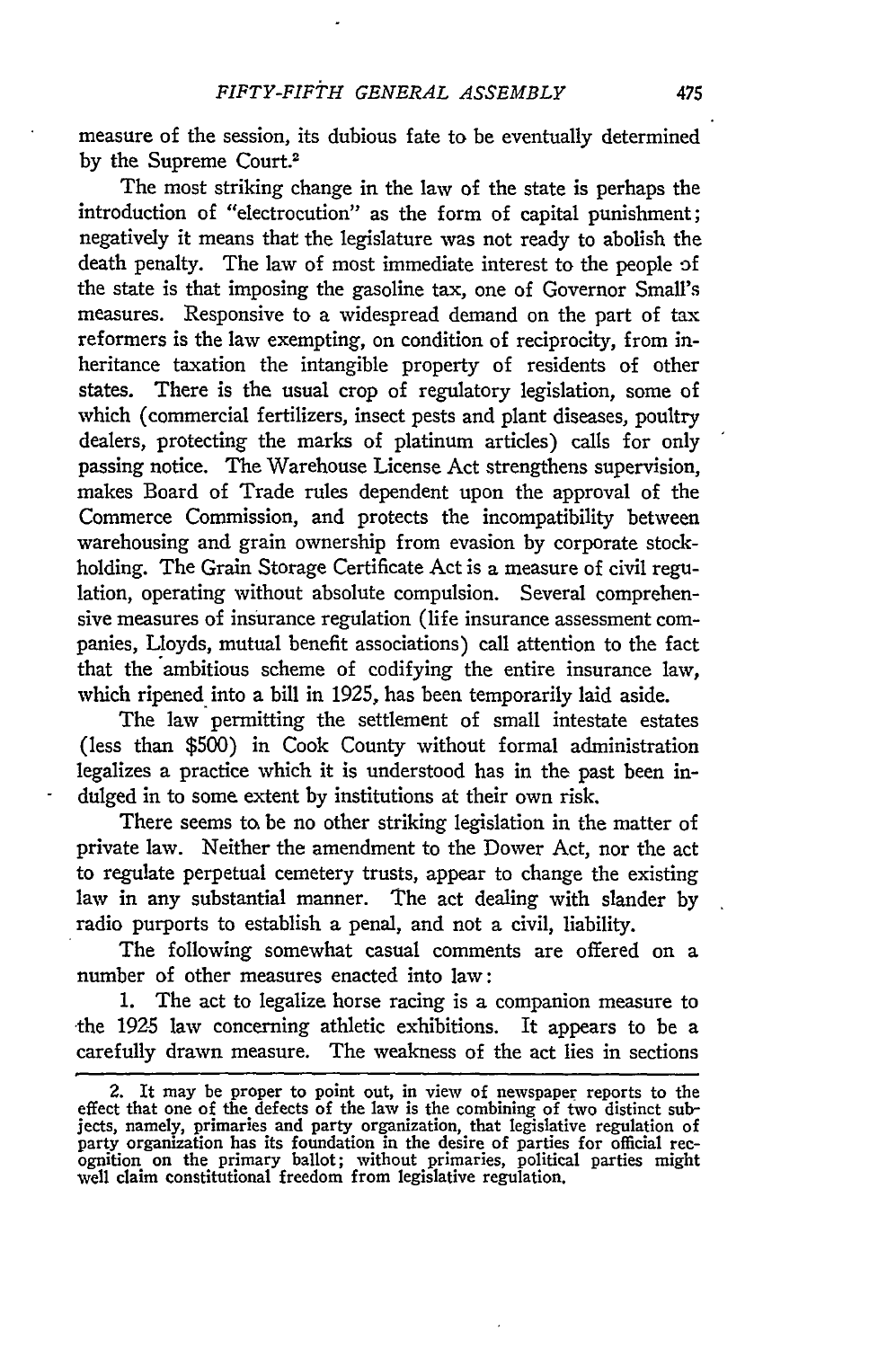measure of the session, its dubious fate to be eventually determined by the Supreme Court.[2]

The most striking change in the law of the state is perhaps the introduction of "electrocution" as the form of capital punishment; negatively it means that the legislature was not ready to abolish the death penalty. The law of most immediate interest to the people of the state is that imposing the gasoline tax, one of Governor Small's measures. Responsive to a widespread demand on the part of tax reformers is the law exempting, on condition of reciprocity, from inheritance taxation the intangible property of residents of other states. There is the usual crop of regulatory legislation, some of which (commercial fertilizers, insect pests and plant diseases, poultry dealers, protecting the marks of platinum articles) calls for only passing notice. The Warehouse License Act strengthens supervision, makes Board of Trade rules dependent upon the approval of the Commerce Commission, and protects the incompatibility between warehousing and grain ownership from evasion by corporate stockholding. The Grain Storage Certificate Act is a measure of civil regulation, operating without absolute compulsion. Several comprehensive measures of insurance regulation (life insurance assessment companies, Lloyds, mutual benefit associations) call attention to the fact that the ambitious scheme of codifying the entire insurance law, which ripened into a bill in 1925, has been temporarily laid aside.

The law permitting the settlement of small intestate estates (less than $500) in Cook County without formal administration legalizes a practice which it is understood has in the past been indulged in to some extent by institutions at their own risk.

There seems to be no other striking legislation in the matter of private law. Neither the amendment to the Dower Act, nor the act to regulate perpetual cemetery trusts, appear to change the existing law in any substantial manner. The act dealing with slander by radio purports to establish a penal, and not a civil, liability.

The following somewhat casual comments are offered on a number of other measures enacted into law:

1. The act to legalize horse racing is a companion measure to the 1925 law concerning athletic exhibitions. It appears to be a carefully drawn measure. The weakness of the act lies in sections

2. It may be proper to point out, in view of newspaper reports to the effect that one of the defects of the law is the combining of two distinct subjects, namely, primaries and party organization, that legislative regulation of party organization has its foundation in the desire of parties for official recognition on the primary ballot; without primaries, political parties might well claim constitutional freedom from legislative regulation.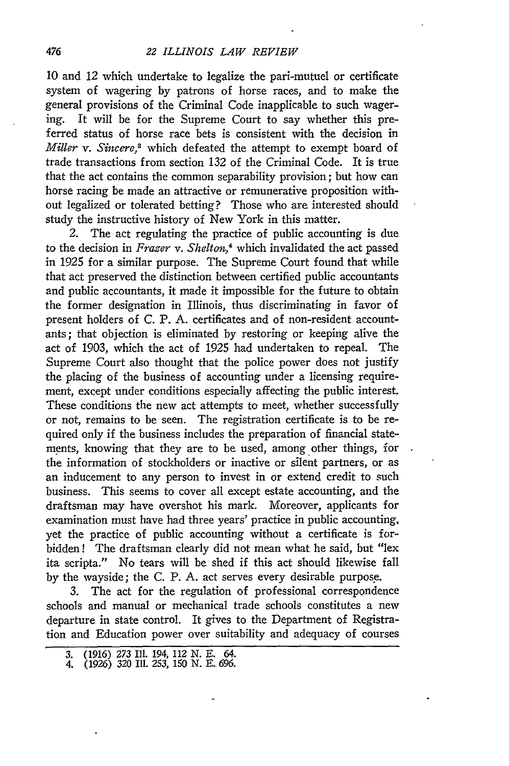10 and 12 which undertake to legalize the pari-mutuel or certificate system of wagering by patrons of horse races, and to make the general provisions of the Criminal Code inapplicable to such wagering. It will be for the Supreme Court to say whether this preferred status of horse race bets is consistent with the decision in *Miller* v. *Sincere*,[3] which defeated the attempt to exempt board of trade transactions from section 132 of the Criminal Code. It is true that the act contains the common separability provision; but how can horse racing be made an attractive or remunerative proposition without legalized or tolerated betting? Those who are interested should study the instructive history of New York in this matter.

2. The act regulating the practice of public accounting is due to the decision in *Frazer* v. *Shelton*,[4] which invalidated the act passed in 1925 for a similar purpose. The Supreme Court found that while that act preserved the distinction between certified public accountants and public accountants, it made it impossible for the future to obtain the former designation in Illinois, thus discriminating in favor of present holders of C. P. A. certificates and of non-resident accountants; that objection is eliminated by restoring or keeping alive the act of 1903, which the act of 1925 had undertaken to repeal. The Supreme Court also thought that the police power does not justify the placing of the business of accounting under a licensing requirement, except under conditions especially affecting the public interest. These conditions the new act attempts to meet, whether successfully or not, remains to be seen. The registration certificate is to be required only if the business includes the preparation of financial statements, knowing that they are to be used, among other things, for the information of stockholders or inactive or silent partners, or as an inducement to any person to invest in or extend credit to such business. This seems to cover all except estate accounting, and the draftsman may have overshot his mark. Moreover, applicants for examination must have had three years' practice in public accounting, yet the practice of public accounting without a certificate is forbidden! The draftsman clearly did not mean what he said, but "lex ita scripta." No tears will be shed if this act should likewise fall by the wayside; the C. P. A. act serves every desirable purpose.

3. The act for the regulation of professional correspondence schools and manual or mechanical trade schools constitutes a new departure in state control. It gives to the Department of Registration and Education power over suitability and adequacy of courses

3. (1916) 273 Ill. 194, 112 N. E. 64.
4. (1926) 320 Ill. 253, 150 N. E. 696.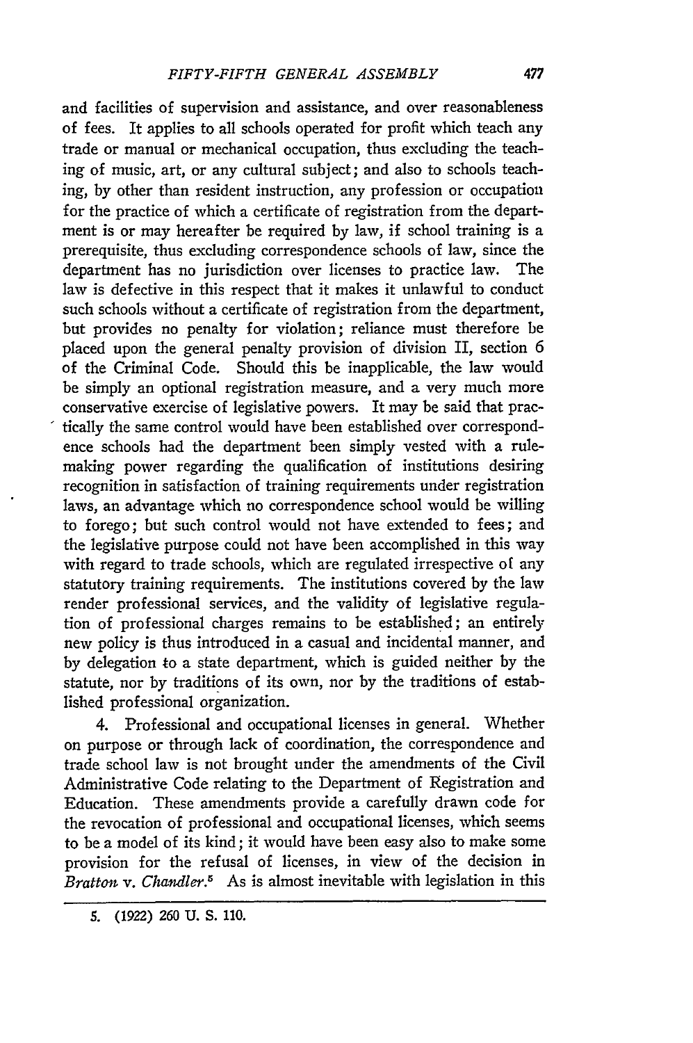and facilities of supervision and assistance, and over reasonableness of fees. It applies to all schools operated for profit which teach any trade or manual or mechanical occupation, thus excluding the teaching of music, art, or any cultural subject; and also to schools teaching, by other than resident instruction, any profession or occupation for the practice of which a certificate of registration from the department is or may hereafter be required by law, if school training is a prerequisite, thus excluding correspondence schools of law, since the department has no jurisdiction over licenses to practice law. The law is defective in this respect that it makes it unlawful to conduct such schools without a certificate of registration from the department, but provides no penalty for violation; reliance must therefore be placed upon the general penalty provision of division II, section 6 of the Criminal Code. Should this be inapplicable, the law would be simply an optional registration measure, and a very much more conservative exercise of legislative powers. It may be said that practically the same control would have been established over correspondence schools had the department been simply vested with a rule-making power regarding the qualification of institutions desiring recognition in satisfaction of training requirements under registration laws, an advantage which no correspondence school would be willing to forego; but such control would not have extended to fees; and the legislative purpose could not have been accomplished in this way with regard to trade schools, which are regulated irrespective of any statutory training requirements. The institutions covered by the law render professional services, and the validity of legislative regulation of professional charges remains to be established; an entirely new policy is thus introduced in a casual and incidental manner, and by delegation to a state department, which is guided neither by the statute, nor by traditions of its own, nor by the traditions of established professional organization.

4. Professional and occupational licenses in general. Whether on purpose or through lack of coordination, the correspondence and trade school law is not brought under the amendments of the Civil Administrative Code relating to the Department of Registration and Education. These amendments provide a carefully drawn code for the revocation of professional and occupational licenses, which seems to be a model of its kind; it would have been easy also to make some provision for the refusal of licenses, in view of the decision in *Bratton* v. *Chandler*.[5] As is almost inevitable with legislation in this

---

5. (1922) 260 U. S. 110.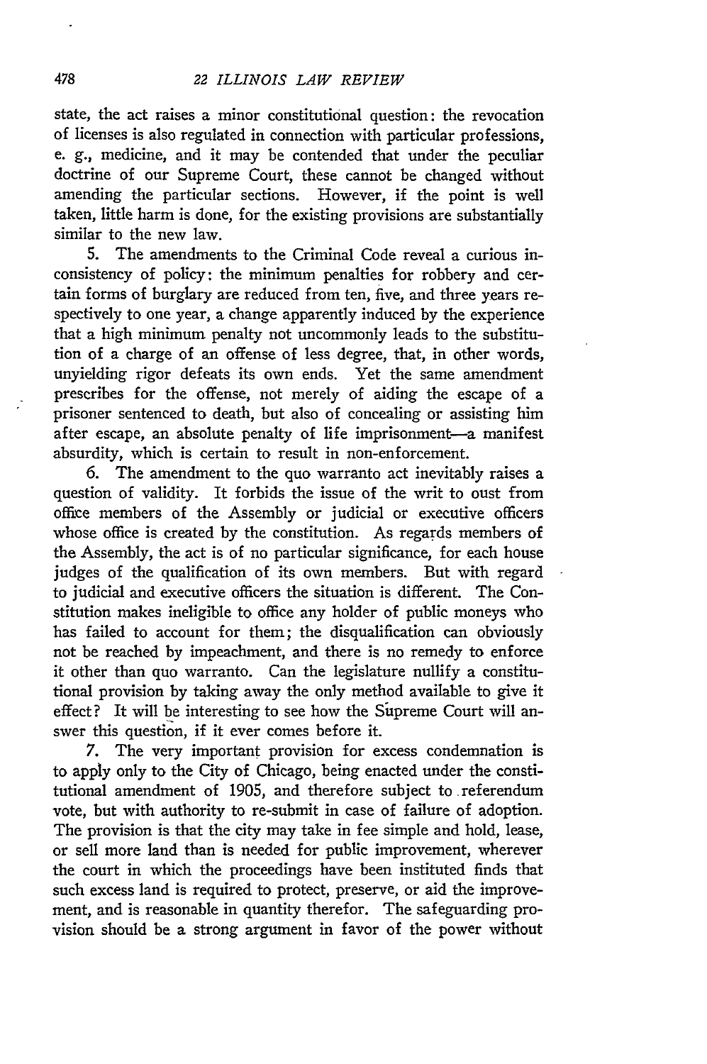state, the act raises a minor constitutional question: the revocation of licenses is also regulated in connection with particular professions, e. g., medicine, and it may be contended that under the peculiar doctrine of our Supreme Court, these cannot be changed without amending the particular sections. However, if the point is well taken, little harm is done, for the existing provisions are substantially similar to the new law.

5. The amendments to the Criminal Code reveal a curious inconsistency of policy: the minimum penalties for robbery and certain forms of burglary are reduced from ten, five, and three years respectively to one year, a change apparently induced by the experience that a high minimum penalty not uncommonly leads to the substitution of a charge of an offense of less degree, that, in other words, unyielding rigor defeats its own ends. Yet the same amendment prescribes for the offense, not merely of aiding the escape of a prisoner sentenced to death, but also of concealing or assisting him after escape, an absolute penalty of life imprisonment—a manifest absurdity, which is certain to result in non-enforcement.

6. The amendment to the quo warranto act inevitably raises a question of validity. It forbids the issue of the writ to oust from office members of the Assembly or judicial or executive officers whose office is created by the constitution. As regards members of the Assembly, the act is of no particular significance, for each house judges of the qualification of its own members. But with regard to judicial and executive officers the situation is different. The Constitution makes ineligible to office any holder of public moneys who has failed to account for them; the disqualification can obviously not be reached by impeachment, and there is no remedy to enforce it other than quo warranto. Can the legislature nullify a constitutional provision by taking away the only method available to give it effect? It will be interesting to see how the Supreme Court will answer this question, if it ever comes before it.

7. The very important provision for excess condemnation is to apply only to the City of Chicago, being enacted under the constitutional amendment of 1905, and therefore subject to referendum vote, but with authority to re-submit in case of failure of adoption. The provision is that the city may take in fee simple and hold, lease, or sell more land than is needed for public improvement, wherever the court in which the proceedings have been instituted finds that such excess land is required to protect, preserve, or aid the improvement, and is reasonable in quantity therefor. The safeguarding provision should be a strong argument in favor of the power without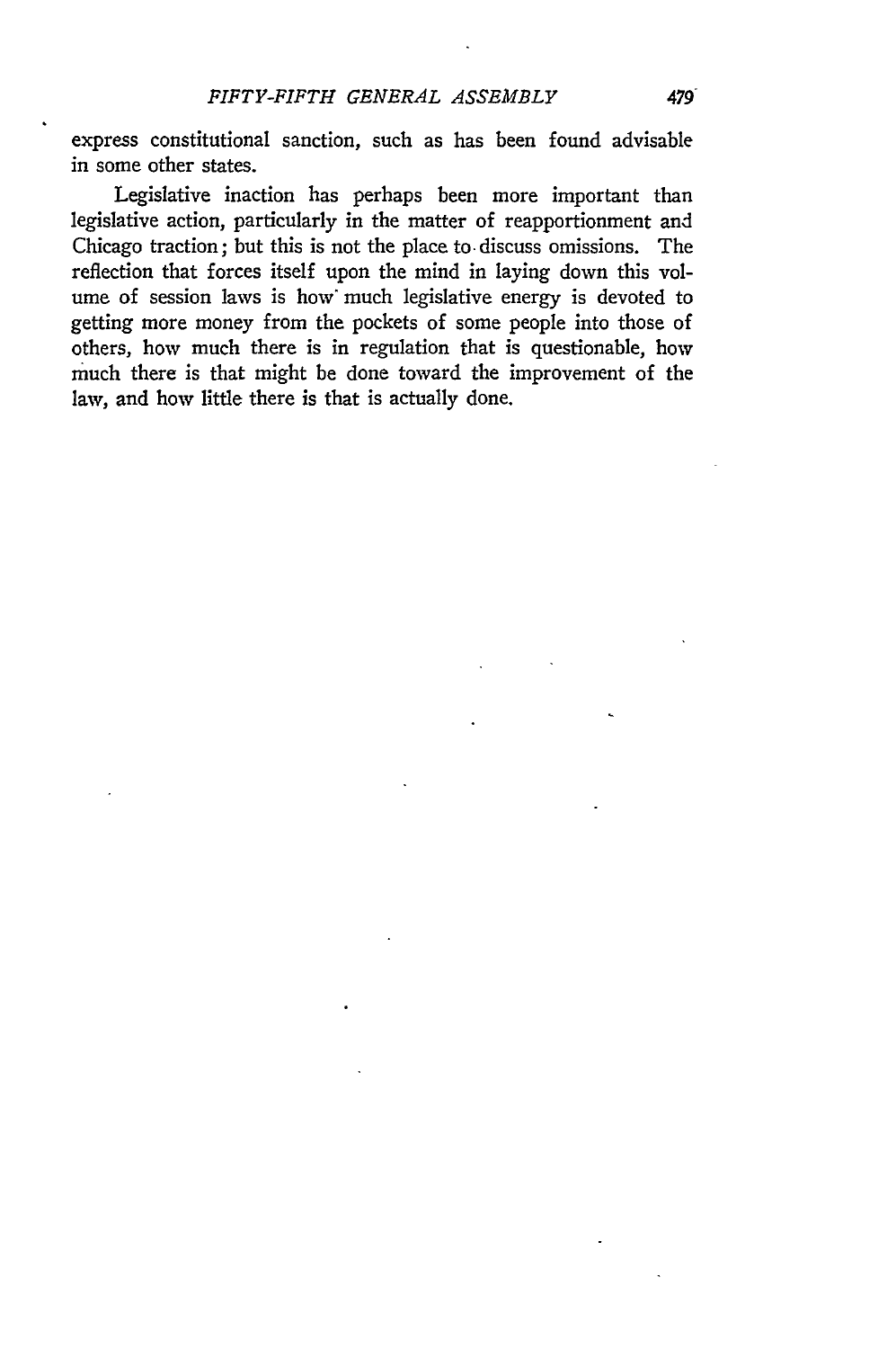express constitutional sanction, such as has been found advisable in some other states.

Legislative inaction has perhaps been more important than legislative action, particularly in the matter of reapportionment and Chicago traction; but this is not the place to discuss omissions. The reflection that forces itself upon the mind in laying down this volume of session laws is how much legislative energy is devoted to getting more money from the pockets of some people into those of others, how much there is in regulation that is questionable, how much there is that might be done toward the improvement of the law, and how little there is that is actually done.